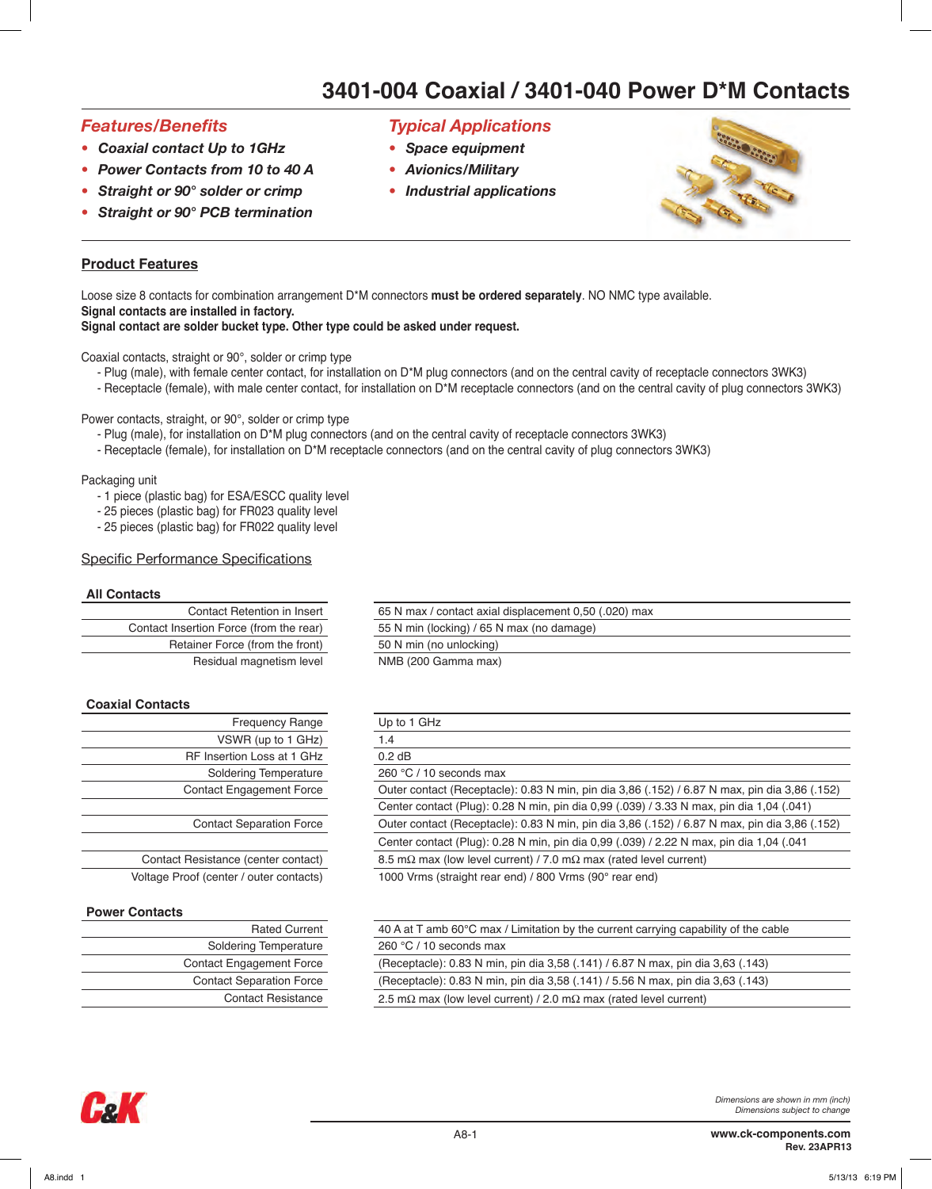# 3401-004 Coaxial / 3401-040 Power D*M Contacts

## *Features/Benefits*

- ***Coaxial contact Up to 1GHz***
- ***Power Contacts from 10 to 40 A***
- ***Straight or 90° solder or crimp***
- ***Straight or 90° PCB termination***

## *Typical Applications*

- ***Space equipment***
- ***Avionics/Military***
- ***Industrial applications***

## Product Features

Loose size 8 contacts for combination arrangement D*M connectors **must be ordered separately**. NO NMC type available.
**Signal contacts are installed in factory.**
**Signal contact are solder bucket type. Other type could be asked under request.**

Coaxial contacts, straight or 90°, solder or crimp type
- Plug (male), with female center contact, for installation on D*M plug connectors (and on the central cavity of receptacle connectors 3WK3)
- Receptacle (female), with male center contact, for installation on D*M receptacle connectors (and on the central cavity of plug connectors 3WK3)

Power contacts, straight, or 90°, solder or crimp type
- Plug (male), for installation on D*M plug connectors (and on the central cavity of receptacle connectors 3WK3)
- Receptacle (female), for installation on D*M receptacle connectors (and on the central cavity of plug connectors 3WK3)

Packaging unit
- 1 piece (plastic bag) for ESA/ESCC quality level
- 25 pieces (plastic bag) for FR023 quality level
- 25 pieces (plastic bag) for FR022 quality level

### Specific Performance Specifications

**All Contacts**

| | |
|---|---|
| Contact Retention in Insert | 65 N max / contact axial displacement 0,50 (.020) max |
| Contact Insertion Force (from the rear) | 55 N min (locking) / 65 N max (no damage) |
| Retainer Force (from the front) | 50 N min (no unlocking) |
| Residual magnetism level | NMB (200 Gamma max) |

**Coaxial Contacts**

| | |
|---|---|
| Frequency Range | Up to 1 GHz |
| VSWR (up to 1 GHz) | 1.4 |
| RF Insertion Loss at 1 GHz | 0.2 dB |
| Soldering Temperature | 260 °C / 10 seconds max |
| Contact Engagement Force | Outer contact (Receptacle): 0.83 N min, pin dia 3,86 (.152) / 6.87 N max, pin dia 3,86 (.152) |
| | Center contact (Plug): 0.28 N min, pin dia 0,99 (.039) / 3.33 N max, pin dia 1,04 (.041) |
| Contact Separation Force | Outer contact (Receptacle): 0.83 N min, pin dia 3,86 (.152) / 6.87 N max, pin dia 3,86 (.152) |
| | Center contact (Plug): 0.28 N min, pin dia 0,99 (.039) / 2.22 N max, pin dia 1,04 (.041 |
| Contact Resistance (center contact) | 8.5 mΩ max (low level current) / 7.0 mΩ max (rated level current) |
| Voltage Proof (center / outer contacts) | 1000 Vrms (straight rear end) / 800 Vrms (90° rear end) |

**Power Contacts**

| | |
|---|---|
| Rated Current | 40 A at T amb 60°C max / Limitation by the current carrying capability of the cable |
| Soldering Temperature | 260 °C / 10 seconds max |
| Contact Engagement Force | (Receptacle): 0.83 N min, pin dia 3,58 (.141) / 6.87 N max, pin dia 3,63 (.143) |
| Contact Separation Force | (Receptacle): 0.83 N min, pin dia 3,58 (.141) / 5.56 N max, pin dia 3,63 (.143) |
| Contact Resistance | 2.5 mΩ max (low level current) / 2.0 mΩ max (rated level current) |

*Dimensions are shown in mm (inch)*
*Dimensions subject to change*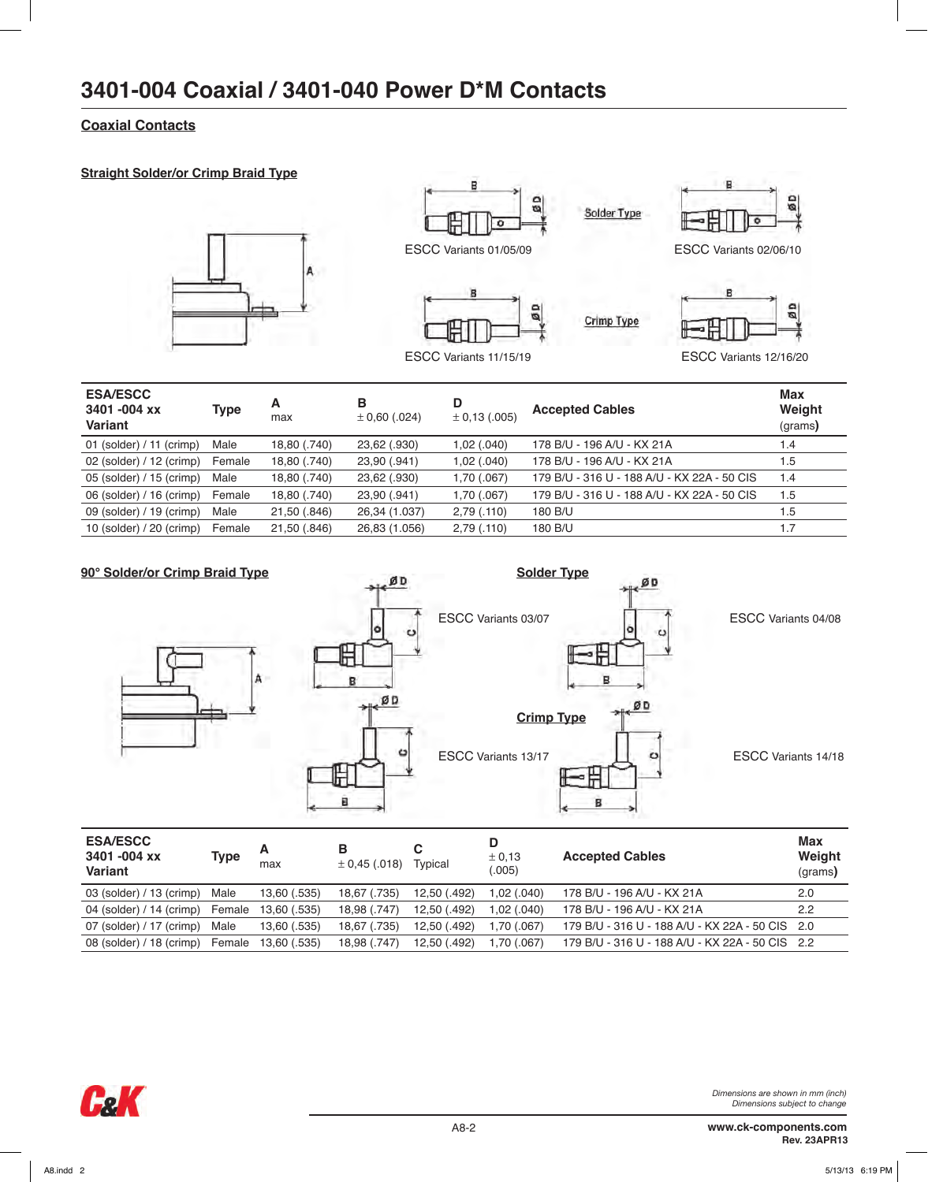# 3401-004 Coaxial / 3401-040 Power D*M Contacts

## Coaxial Contacts

### Straight Solder/or Crimp Braid Type

Solder Type

ESCC Variants 01/05/09

ESCC Variants 02/06/10

Crimp Type

ESCC Variants 11/15/19

ESCC Variants 12/16/20

| ESA/ESCC 3401 -004 xx Variant | Type | A max | B ± 0,60 (.024) | D ± 0,13 (.005) | Accepted Cables | Max Weight (grams) |
|---|---|---|---|---|---|---|
| 01 (solder) / 11 (crimp) | Male | 18,80 (.740) | 23,62 (.930) | 1,02 (.040) | 178 B/U - 196 A/U - KX 21A | 1.4 |
| 02 (solder) / 12 (crimp) | Female | 18,80 (.740) | 23,90 (.941) | 1,02 (.040) | 178 B/U - 196 A/U - KX 21A | 1.5 |
| 05 (solder) / 15 (crimp) | Male | 18,80 (.740) | 23,62 (.930) | 1,70 (.067) | 179 B/U - 316 U - 188 A/U - KX 22A - 50 CIS | 1.4 |
| 06 (solder) / 16 (crimp) | Female | 18,80 (.740) | 23,90 (.941) | 1,70 (.067) | 179 B/U - 316 U - 188 A/U - KX 22A - 50 CIS | 1.5 |
| 09 (solder) / 19 (crimp) | Male | 21,50 (.846) | 26,34 (1.037) | 2,79 (.110) | 180 B/U | 1.5 |
| 10 (solder) / 20 (crimp) | Female | 21,50 (.846) | 26,83 (1.056) | 2,79 (.110) | 180 B/U | 1.7 |

### 90° Solder/or Crimp Braid Type

Solder Type

ESCC Variants 03/07

ESCC Variants 04/08

Crimp Type

ESCC Variants 13/17

ESCC Variants 14/18

| ESA/ESCC 3401 -004 xx Variant | Type | A max | B ± 0,45 (.018) | C Typical | D ± 0,13 (.005) | Accepted Cables | Max Weight (grams) |
|---|---|---|---|---|---|---|---|
| 03 (solder) / 13 (crimp) | Male | 13,60 (.535) | 18,67 (.735) | 12,50 (.492) | 1,02 (.040) | 178 B/U - 196 A/U - KX 21A | 2.0 |
| 04 (solder) / 14 (crimp) | Female | 13,60 (.535) | 18,98 (.747) | 12,50 (.492) | 1,02 (.040) | 178 B/U - 196 A/U - KX 21A | 2.2 |
| 07 (solder) / 17 (crimp) | Male | 13,60 (.535) | 18,67 (.735) | 12,50 (.492) | 1,70 (.067) | 179 B/U - 316 U - 188 A/U - KX 22A - 50 CIS | 2.0 |
| 08 (solder) / 18 (crimp) | Female | 13,60 (.535) | 18,98 (.747) | 12,50 (.492) | 1,70 (.067) | 179 B/U - 316 U - 188 A/U - KX 22A - 50 CIS | 2.2 |

*Dimensions are shown in mm (inch)*
*Dimensions subject to change*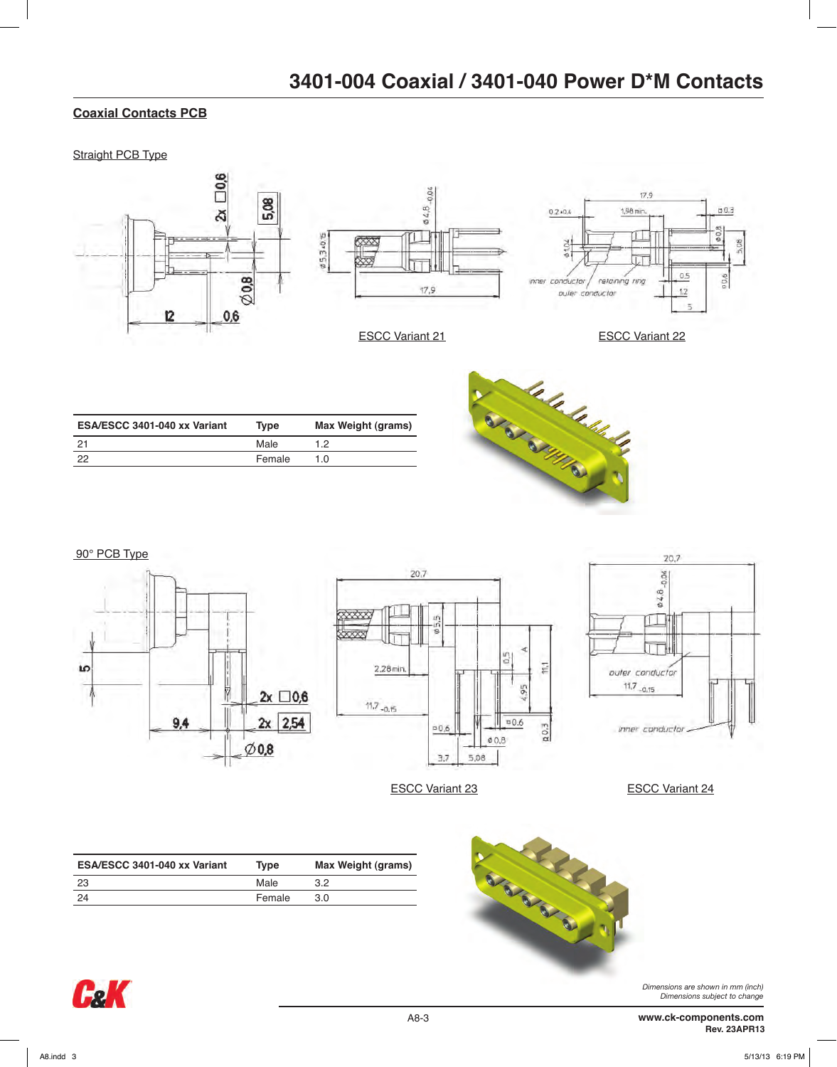# 3401-004 Coaxial / 3401-040 Power D*M Contacts

## Coaxial Contacts PCB

### Straight PCB Type

ESCC Variant 21

ESCC Variant 22

| ESA/ESCC 3401-040 xx Variant | Type | Max Weight (grams) |
|---|---|---|
| 21 | Male | 1.2 |
| 22 | Female | 1.0 |

### 90° PCB Type

ESCC Variant 23

ESCC Variant 24

| ESA/ESCC 3401-040 xx Variant | Type | Max Weight (grams) |
|---|---|---|
| 23 | Male | 3.2 |
| 24 | Female | 3.0 |

*Dimensions are shown in mm (inch)*
*Dimensions subject to change*

www.ck-components.com
Rev. 23APR13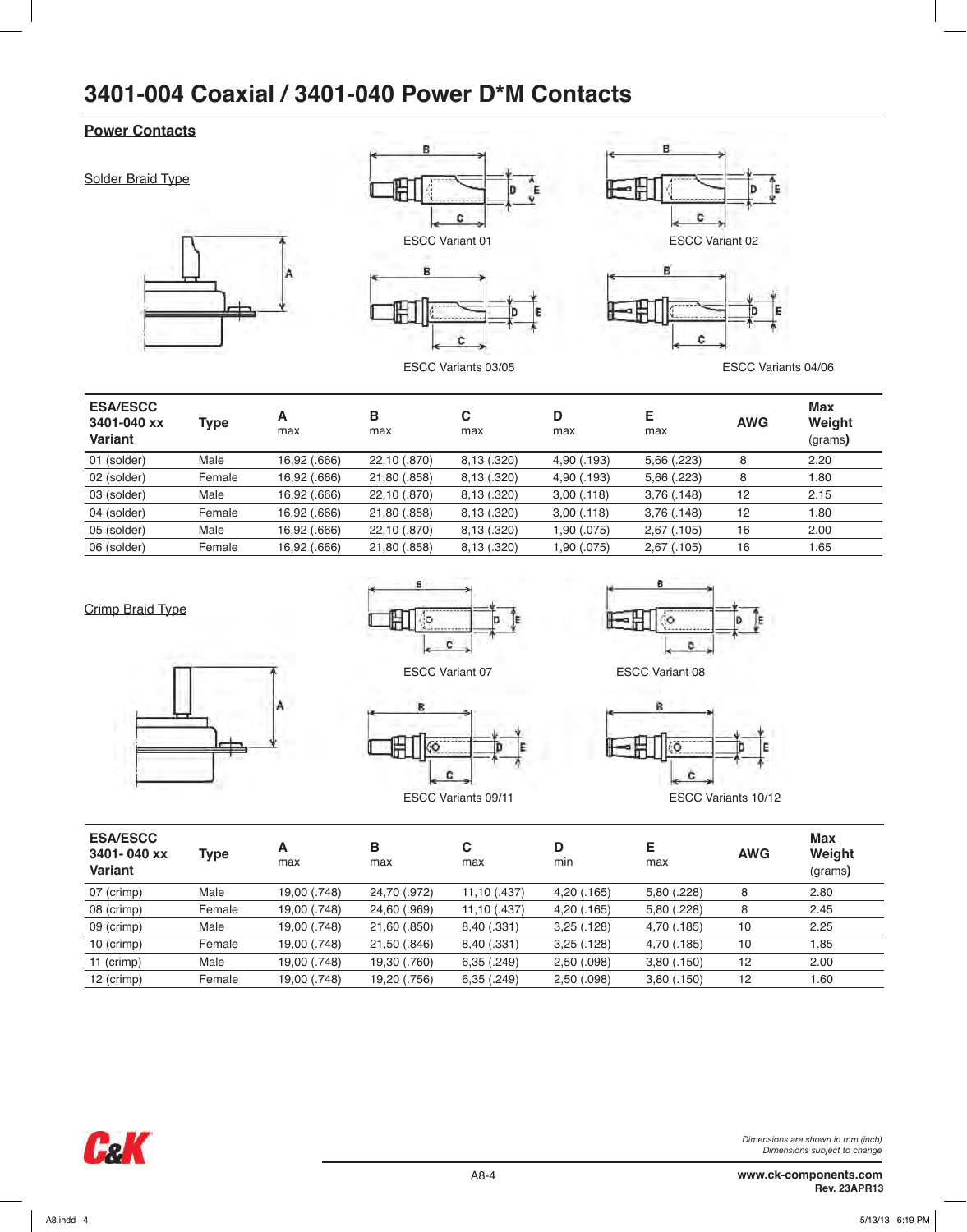# 3401-004 Coaxial / 3401-040 Power D*M Contacts

## Power Contacts

### Solder Braid Type

ESCC Variant 01

ESCC Variant 02

ESCC Variants 03/05

ESCC Variants 04/06

| ESA/ESCC 3401-040 xx Variant | Type | A max | B max | C max | D max | E max | AWG | Max Weight (grams) |
|---|---|---|---|---|---|---|---|---|
| 01 (solder) | Male | 16,92 (.666) | 22,10 (.870) | 8,13 (.320) | 4,90 (.193) | 5,66 (.223) | 8 | 2.20 |
| 02 (solder) | Female | 16,92 (.666) | 21,80 (.858) | 8,13 (.320) | 4,90 (.193) | 5,66 (.223) | 8 | 1.80 |
| 03 (solder) | Male | 16,92 (.666) | 22,10 (.870) | 8,13 (.320) | 3,00 (.118) | 3,76 (.148) | 12 | 2.15 |
| 04 (solder) | Female | 16,92 (.666) | 21,80 (.858) | 8,13 (.320) | 3,00 (.118) | 3,76 (.148) | 12 | 1.80 |
| 05 (solder) | Male | 16,92 (.666) | 22,10 (.870) | 8,13 (.320) | 1,90 (.075) | 2,67 (.105) | 16 | 2.00 |
| 06 (solder) | Female | 16,92 (.666) | 21,80 (.858) | 8,13 (.320) | 1,90 (.075) | 2,67 (.105) | 16 | 1.65 |

### Crimp Braid Type

ESCC Variant 07

ESCC Variant 08

ESCC Variants 09/11

ESCC Variants 10/12

| ESA/ESCC 3401- 040 xx Variant | Type | A max | B max | C max | D min | E max | AWG | Max Weight (grams) |
|---|---|---|---|---|---|---|---|---|
| 07 (crimp) | Male | 19,00 (.748) | 24,70 (.972) | 11,10 (.437) | 4,20 (.165) | 5,80 (.228) | 8 | 2.80 |
| 08 (crimp) | Female | 19,00 (.748) | 24,60 (.969) | 11,10 (.437) | 4,20 (.165) | 5,80 (.228) | 8 | 2.45 |
| 09 (crimp) | Male | 19,00 (.748) | 21,60 (.850) | 8,40 (.331) | 3,25 (.128) | 4,70 (.185) | 10 | 2.25 |
| 10 (crimp) | Female | 19,00 (.748) | 21,50 (.846) | 8,40 (.331) | 3,25 (.128) | 4,70 (.185) | 10 | 1.85 |
| 11 (crimp) | Male | 19,00 (.748) | 19,30 (.760) | 6,35 (.249) | 2,50 (.098) | 3,80 (.150) | 12 | 2.00 |
| 12 (crimp) | Female | 19,00 (.748) | 19,20 (.756) | 6,35 (.249) | 2,50 (.098) | 3,80 (.150) | 12 | 1.60 |

*Dimensions are shown in mm (inch)*
*Dimensions subject to change*

www.ck-components.com
Rev. 23APR13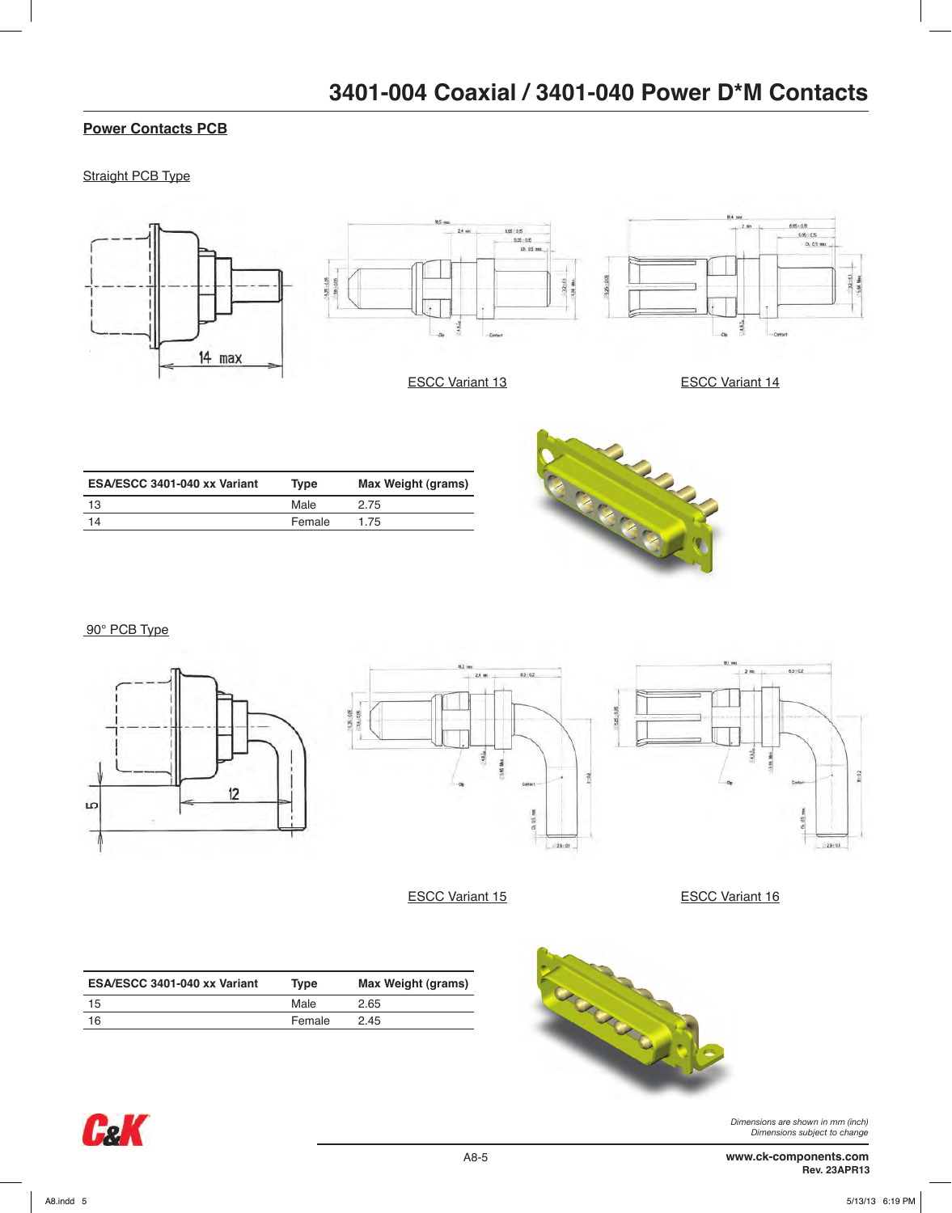# 3401-004 Coaxial / 3401-040 Power D*M Contacts

## Power Contacts PCB

Straight PCB Type

ESCC Variant 13

ESCC Variant 14

| ESA/ESCC 3401-040 xx Variant | Type | Max Weight (grams) |
|---|---|---|
| 13 | Male | 2.75 |
| 14 | Female | 1.75 |

90° PCB Type

ESCC Variant 15

ESCC Variant 16

| ESA/ESCC 3401-040 xx Variant | Type | Max Weight (grams) |
|---|---|---|
| 15 | Male | 2.65 |
| 16 | Female | 2.45 |

*Dimensions are shown in mm (inch)*
*Dimensions subject to change*

www.ck-components.com
Rev. 23APR13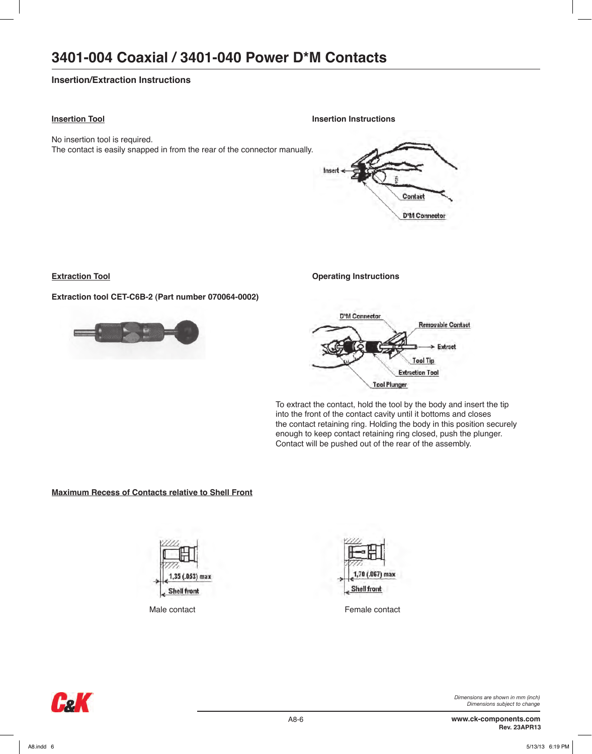# 3401-004 Coaxial / 3401-040 Power D*M Contacts

## Insertion/Extraction Instructions

### Insertion Tool

No insertion tool is required.
The contact is easily snapped in from the rear of the connector manually.

### Insertion Instructions

Insert

Contact

D*M Connector

### Extraction Tool

**Extraction tool CET-C6B-2 (Part number 070064-0002)**

### Operating Instructions

D*M Connector

Removable Contact

Extract

Tool Tip

Extraction Tool

Tool Plunger

To extract the contact, hold the tool by the body and insert the tip into the front of the contact cavity until it bottoms and closes the contact retaining ring. Holding the body in this position securely enough to keep contact retaining ring closed, push the plunger. Contact will be pushed out of the rear of the assembly.

### Maximum Recess of Contacts relative to Shell Front

1,35 (.053) max

Shell front

Male contact

1,70 (.067) max

Shell front

Female contact

*Dimensions are shown in mm (inch)*
*Dimensions subject to change*

**www.ck-components.com**
**Rev. 23APR13**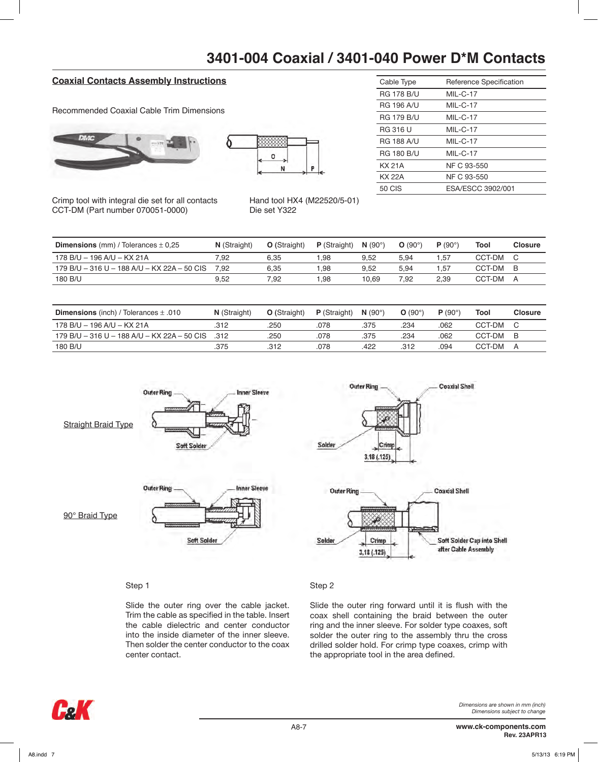# 3401-004 Coaxial / 3401-040 Power D*M Contacts

## Coaxial Contacts Assembly Instructions

Recommended Coaxial Cable Trim Dimensions

Crimp tool with integral die set for all contacts CCT-DM (Part number 070051-0000)

Hand tool HX4 (M22520/5-01)
Die set Y322

| Cable Type | Reference Specification |
|---|---|
| RG 178 B/U | MIL-C-17 |
| RG 196 A/U | MIL-C-17 |
| RG 179 B/U | MIL-C-17 |
| RG 316 U | MIL-C-17 |
| RG 188 A/U | MIL-C-17 |
| RG 180 B/U | MIL-C-17 |
| KX 21A | NF C 93-550 |
| KX 22A | NF C 93-550 |
| 50 CIS | ESA/ESCC 3902/001 |

| **Dimensions** (mm) / Tolerances ± 0,25 | **N** (Straight) | **O** (Straight) | **P** (Straight) | **N** (90°) | **O** (90°) | **P** (90°) | **Tool** | **Closure** |
|---|---|---|---|---|---|---|---|---|
| 178 B/U – 196 A/U – KX 21A | 7,92 | 6,35 | 1,98 | 9,52 | 5,94 | 1,57 | CCT-DM | C |
| 179 B/U – 316 U – 188 A/U – KX 22A – 50 CIS | 7,92 | 6,35 | 1,98 | 9,52 | 5,94 | 1,57 | CCT-DM | B |
| 180 B/U | 9,52 | 7,92 | 1,98 | 10,69 | 7,92 | 2,39 | CCT-DM | A |

| **Dimensions** (inch) / Tolerances ± .010 | **N** (Straight) | **O** (Straight) | **P** (Straight) | **N** (90°) | **O** (90°) | **P** (90°) | **Tool** | **Closure** |
|---|---|---|---|---|---|---|---|---|
| 178 B/U – 196 A/U – KX 21A | .312 | .250 | .078 | .375 | .234 | .062 | CCT-DM | C |
| 179 B/U – 316 U – 188 A/U – KX 22A – 50 CIS | .312 | .250 | .078 | .375 | .234 | .062 | CCT-DM | B |
| 180 B/U | .375 | .312 | .078 | .422 | .312 | .094 | CCT-DM | A |

Straight Braid Type

90° Braid Type

Outer Ring, Inner Sleeve, Soft Solder, Coaxial Shell, Solder, Crimp, 3,18 (.125), Soft Solder Cap into Shell after Cable Assembly

Step 1

Slide the outer ring over the cable jacket. Trim the cable as specified in the table. Insert the cable dielectric and center conductor into the inside diameter of the inner sleeve. Then solder the center conductor to the coax center contact.

Step 2

Slide the outer ring forward until it is flush with the coax shell containing the braid between the outer ring and the inner sleeve. For solder type coaxes, soft solder the outer ring to the assembly thru the cross drilled solder hold. For crimp type coaxes, crimp with the appropriate tool in the area defined.

*Dimensions are shown in mm (inch)*
*Dimensions subject to change*

www.ck-components.com
Rev. 23APR13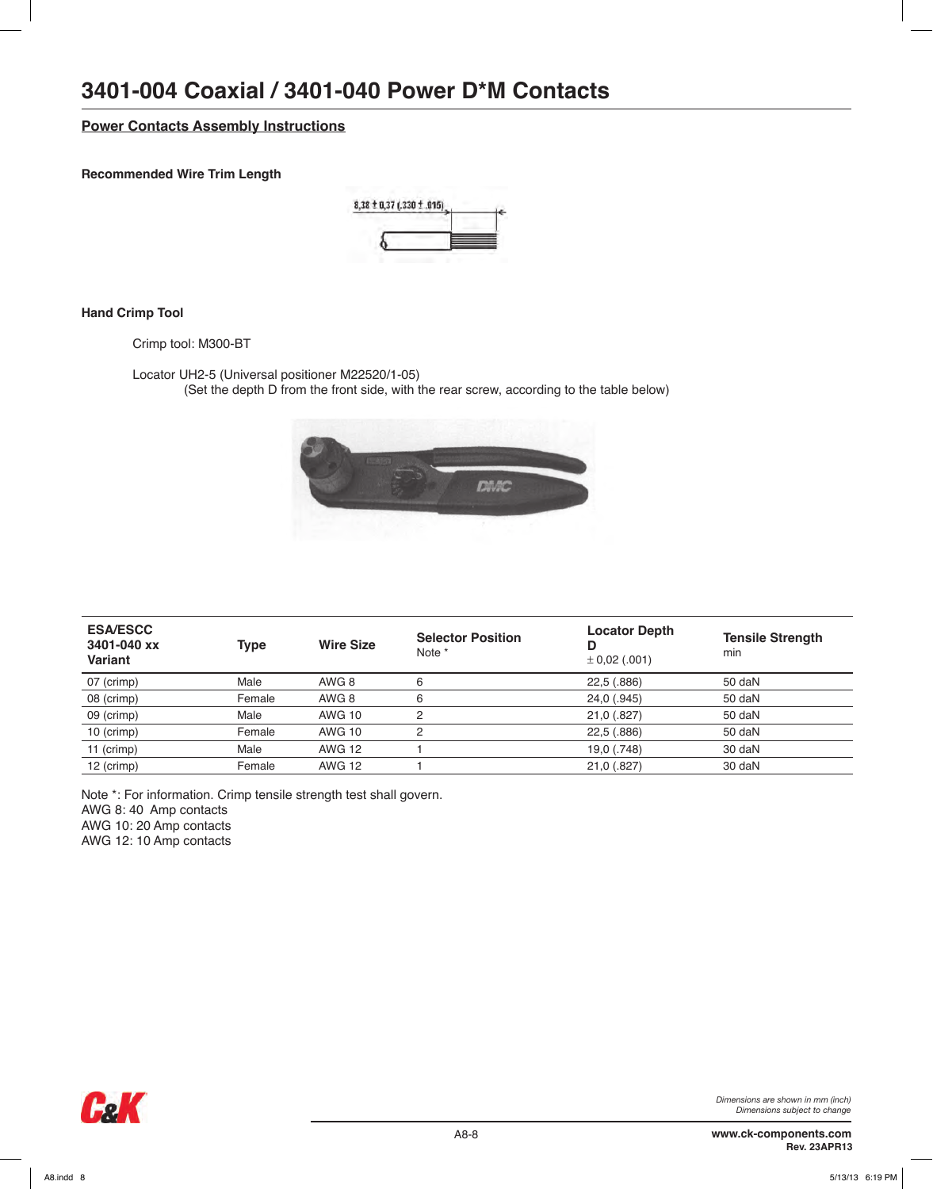# 3401-004 Coaxial / 3401-040 Power D*M Contacts

## Power Contacts Assembly Instructions

**Recommended Wire Trim Length**

8,38 ± 0,37 (.330 ± .015)

**Hand Crimp Tool**

Crimp tool: M300-BT

Locator UH2-5 (Universal positioner M22520/1-05)
(Set the depth D from the front side, with the rear screw, according to the table below)

| ESA/ESCC 3401-040 xx Variant | Type | Wire Size | Selector Position Note * | Locator Depth D ± 0,02 (.001) | Tensile Strength min |
|---|---|---|---|---|---|
| 07 (crimp) | Male | AWG 8 | 6 | 22,5 (.886) | 50 daN |
| 08 (crimp) | Female | AWG 8 | 6 | 24,0 (.945) | 50 daN |
| 09 (crimp) | Male | AWG 10 | 2 | 21,0 (.827) | 50 daN |
| 10 (crimp) | Female | AWG 10 | 2 | 22,5 (.886) | 50 daN |
| 11 (crimp) | Male | AWG 12 | 1 | 19,0 (.748) | 30 daN |
| 12 (crimp) | Female | AWG 12 | 1 | 21,0 (.827) | 30 daN |

Note *: For information. Crimp tensile strength test shall govern.
AWG 8: 40 Amp contacts
AWG 10: 20 Amp contacts
AWG 12: 10 Amp contacts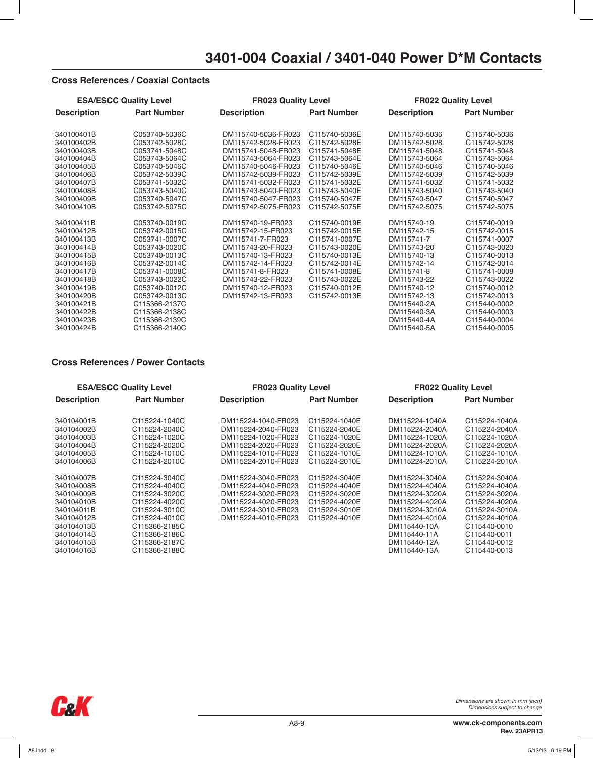# 3401-004 Coaxial / 3401-040 Power D*M Contacts

## Cross References / Coaxial Contacts

| ESA/ESCC Quality Level | | FR023 Quality Level | | FR022 Quality Level | |
|---|---|---|---|---|---|
| **Description** | **Part Number** | **Description** | **Part Number** | **Description** | **Part Number** |
| 340100401B | C053740-5036C | DM115740-5036-FR023 | C115740-5036E | DM115740-5036 | C115740-5036 |
| 340100402B | C053742-5028C | DM115742-5028-FR023 | C115742-5028E | DM115742-5028 | C115742-5028 |
| 340100403B | C053741-5048C | DM115741-5048-FR023 | C115741-5048E | DM115741-5048 | C115741-5048 |
| 340100404B | C053743-5064C | DM115743-5064-FR023 | C115743-5064E | DM115743-5064 | C115743-5064 |
| 340100405B | C053740-5046C | DM115740-5046-FR023 | C115740-5046E | DM115740-5046 | C115740-5046 |
| 340100406B | C053742-5039C | DM115742-5039-FR023 | C115742-5039E | DM115742-5039 | C115742-5039 |
| 340100407B | C053741-5032C | DM115741-5032-FR023 | C115741-5032E | DM115741-5032 | C115741-5032 |
| 340100408B | C053743-5040C | DM115743-5040-FR023 | C115743-5040E | DM115743-5040 | C115743-5040 |
| 340100409B | C053740-5047C | DM115740-5047-FR023 | C115740-5047E | DM115740-5047 | C115740-5047 |
| 340100410B | C053742-5075C | DM115742-5075-FR023 | C115742-5075E | DM115742-5075 | C115742-5075 |
| 340100411B | C053740-0019C | DM115740-19-FR023 | C115740-0019E | DM115740-19 | C115740-0019 |
| 340100412B | C053742-0015C | DM115742-15-FR023 | C115742-0015E | DM115742-15 | C115742-0015 |
| 340100413B | C053741-0007C | DM115741-7-FR023 | C115741-0007E | DM115741-7 | C115741-0007 |
| 340100414B | C053743-0020C | DM115743-20-FR023 | C115743-0020E | DM115743-20 | C115743-0020 |
| 340100415B | C053740-0013C | DM115740-13-FR023 | C115740-0013E | DM115740-13 | C115740-0013 |
| 340100416B | C053742-0014C | DM115742-14-FR023 | C115742-0014E | DM115742-14 | C115742-0014 |
| 340100417B | C053741-0008C | DM115741-8-FR023 | C115741-0008E | DM115741-8 | C115741-0008 |
| 340100418B | C053743-0022C | DM115743-22-FR023 | C115743-0022E | DM115743-22 | C115743-0022 |
| 340100419B | C053740-0012C | DM115740-12-FR023 | C115740-0012E | DM115740-12 | C115740-0012 |
| 340100420B | C053742-0013C | DM115742-13-FR023 | C115742-0013E | DM115742-13 | C115742-0013 |
| 340100421B | C115366-2137C | | | DM115440-2A | C115440-0002 |
| 340100422B | C115366-2138C | | | DM115440-3A | C115440-0003 |
| 340100423B | C115366-2139C | | | DM115440-4A | C115440-0004 |
| 340100424B | C115366-2140C | | | DM115440-5A | C115440-0005 |

## Cross References / Power Contacts

| ESA/ESCC Quality Level | | FR023 Quality Level | | FR022 Quality Level | |
|---|---|---|---|---|---|
| **Description** | **Part Number** | **Description** | **Part Number** | **Description** | **Part Number** |
| 340104001B | C115224-1040C | DM115224-1040-FR023 | C115224-1040E | DM115224-1040A | C115224-1040A |
| 340104002B | C115224-2040C | DM115224-2040-FR023 | C115224-2040E | DM115224-2040A | C115224-2040A |
| 340104003B | C115224-1020C | DM115224-1020-FR023 | C115224-1020E | DM115224-1020A | C115224-1020A |
| 340104004B | C115224-2020C | DM115224-2020-FR023 | C115224-2020E | DM115224-2020A | C115224-2020A |
| 340104005B | C115224-1010C | DM115224-1010-FR023 | C115224-1010E | DM115224-1010A | C115224-1010A |
| 340104006B | C115224-2010C | DM115224-2010-FR023 | C115224-2010E | DM115224-2010A | C115224-2010A |
| 340104007B | C115224-3040C | DM115224-3040-FR023 | C115224-3040E | DM115224-3040A | C115224-3040A |
| 340104008B | C115224-4040C | DM115224-4040-FR023 | C115224-4040E | DM115224-4040A | C115224-4040A |
| 340104009B | C115224-3020C | DM115224-3020-FR023 | C115224-3020E | DM115224-3020A | C115224-3020A |
| 340104010B | C115224-4020C | DM115224-4020-FR023 | C115224-4020E | DM115224-4020A | C115224-4020A |
| 340104011B | C115224-3010C | DM115224-3010-FR023 | C115224-3010E | DM115224-3010A | C115224-3010A |
| 340104012B | C115224-4010C | DM115224-4010-FR023 | C115224-4010E | DM115224-4010A | C115224-4010A |
| 340104013B | C115366-2185C | | | DM115440-10A | C115440-0010 |
| 340104014B | C115366-2186C | | | DM115440-11A | C115440-0011 |
| 340104015B | C115366-2187C | | | DM115440-12A | C115440-0012 |
| 340104016B | C115366-2188C | | | DM115440-13A | C115440-0013 |

*Dimensions are shown in mm (inch)*
*Dimensions subject to change*

www.ck-components.com
Rev. 23APR13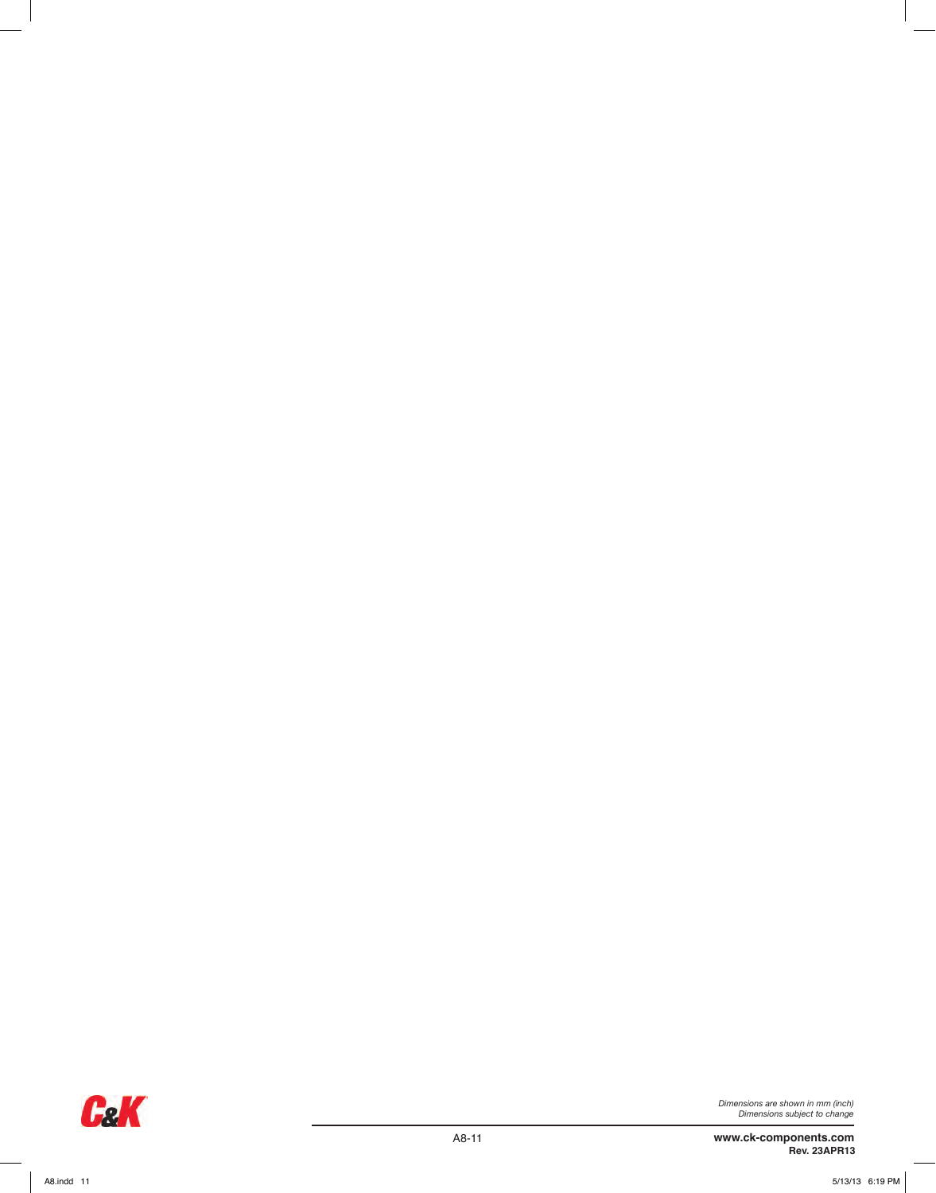*Dimensions are shown in mm (inch)*
*Dimensions subject to change*